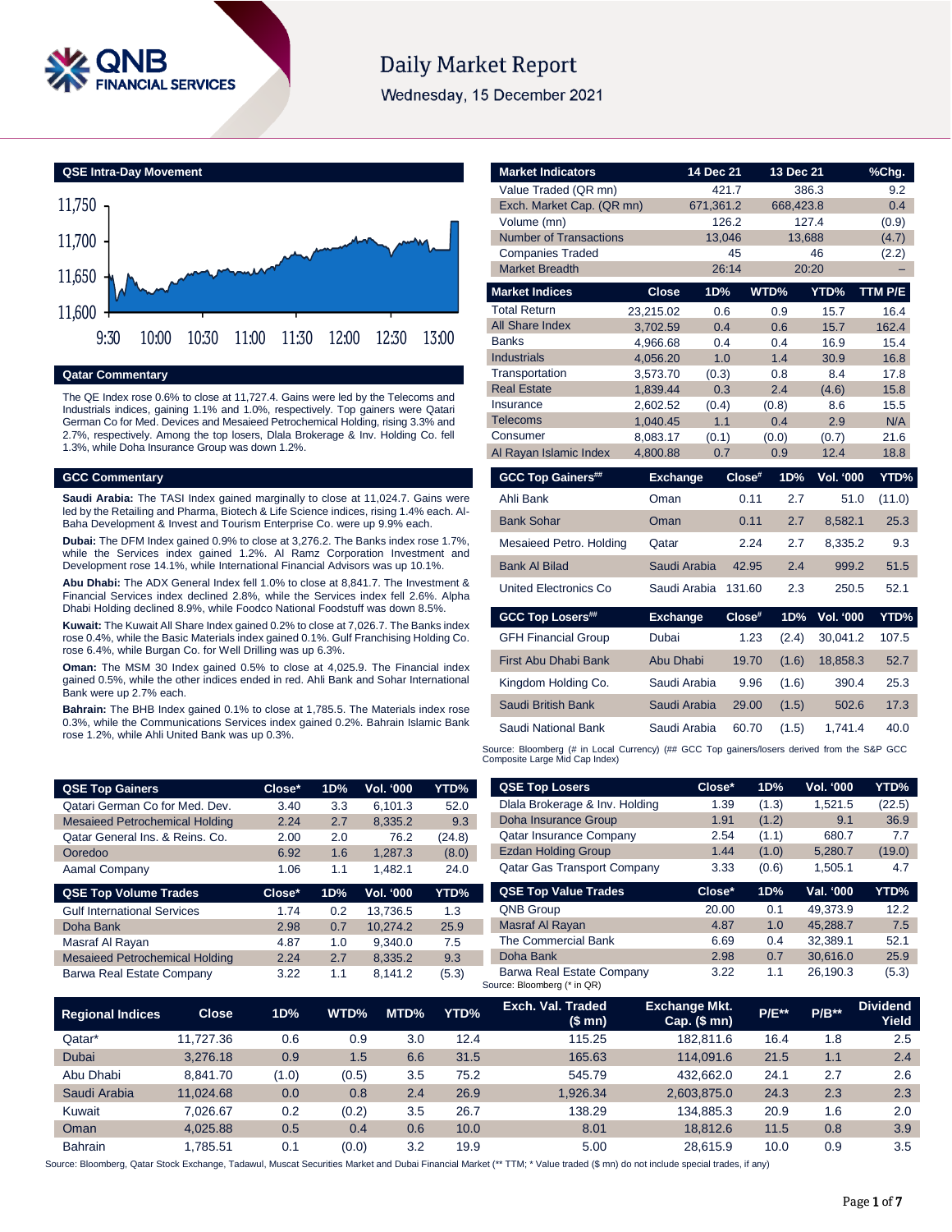# Daily Market Report

Wednesday, 15 December 2021

## QSE Intra-Day Movement

## Qatar Commentary

The QE Index rose 0.6% to close at 11,727.4. Gains were led by the Telecoms and Industrials indices, gaining 1.1% and 1.0%, respectively. Top gainers were Qatari German Co for Med. Devices and Mesaieed Petrochemical Holding, rising 3.3% and 2.7%, respectively. Among the top losers, Dlala Brokerage & Inv. Holding Co. fell 1.3%, while Doha Insurance Group was down 1.2%.

## GCC Commentary

**Saudi Arabia:** The TASI Index gained marginally to close at 11,024.7. Gains were led by the Retailing and Pharma, Biotech & Life Science indices, rising 1.4% each. Al-Baha Development & Invest and Tourism Enterprise Co. were up 9.9% each.

**Dubai:** The DFM Index gained 0.9% to close at 3,276.2. The Banks index rose 1.7%, while the Services index gained 1.2%. Al Ramz Corporation Investment and Development rose 14.1%, while International Financial Advisors was up 10.1%.

**Abu Dhabi:** The ADX General Index fell 1.0% to close at 8,841.7. The Investment & Financial Services index declined 2.8%, while the Services index fell 2.6%. Alpha Dhabi Holding declined 8.9%, while Foodco National Foodstuff was down 8.5%.

**Kuwait:** The Kuwait All Share Index gained 0.2% to close at 7,026.7. The Banks index rose 0.4%, while the Basic Materials index gained 0.1%. Gulf Franchising Holding Co. rose 6.4%, while Burgan Co. for Well Drilling was up 6.3%.

**Oman:** The MSM 30 Index gained 0.5% to close at 4,025.9. The Financial index gained 0.5%, while the other indices ended in red. Ahli Bank and Sohar International Bank were up 2.7% each.

**Bahrain:** The BHB Index gained 0.1% to close at 1,785.5. The Materials index rose 0.3%, while the Communications Services index gained 0.2%. Bahrain Islamic Bank rose 1.2%, while Ahli United Bank was up 0.3%.

| Market Indicators | 14 Dec 21 | 13 Dec 21 | %Chg. |
|---|---|---|---|
| Value Traded (QR mn) | 421.7 | 386.3 | 9.2 |
| Exch. Market Cap. (QR mn) | 671,361.2 | 668,423.8 | 0.4 |
| Volume (mn) | 126.2 | 127.4 | (0.9) |
| Number of Transactions | 13,046 | 13,688 | (4.7) |
| Companies Traded | 45 | 46 | (2.2) |
| Market Breadth | 26:14 | 20:20 | – |

| Market Indices | Close | 1D% | WTD% | YTD% | TTM P/E |
|---|---|---|---|---|---|
| Total Return | 23,215.02 | 0.6 | 0.9 | 15.7 | 16.4 |
| All Share Index | 3,702.59 | 0.4 | 0.6 | 15.7 | 162.4 |
| Banks | 4,966.68 | 0.4 | 0.4 | 16.9 | 15.4 |
| Industrials | 4,056.20 | 1.0 | 1.4 | 30.9 | 16.8 |
| Transportation | 3,573.70 | (0.3) | 0.8 | 8.4 | 17.8 |
| Real Estate | 1,839.44 | 0.3 | 2.4 | (4.6) | 15.8 |
| Insurance | 2,602.52 | (0.4) | (0.8) | 8.6 | 15.5 |
| Telecoms | 1,040.45 | 1.1 | 0.4 | 2.9 | N/A |
| Consumer | 8,083.17 | (0.1) | (0.0) | (0.7) | 21.6 |
| Al Rayan Islamic Index | 4,800.88 | 0.7 | 0.9 | 12.4 | 18.8 |

| GCC Top Gainers## | Exchange | Close# | 1D% | Vol. '000 | YTD% |
|---|---|---|---|---|---|
| Ahli Bank | Oman | 0.11 | 2.7 | 51.0 | (11.0) |
| Bank Sohar | Oman | 0.11 | 2.7 | 8,582.1 | 25.3 |
| Mesaieed Petro. Holding | Qatar | 2.24 | 2.7 | 8,335.2 | 9.3 |
| Bank Al Bilad | Saudi Arabia | 42.95 | 2.4 | 999.2 | 51.5 |
| United Electronics Co | Saudi Arabia | 131.60 | 2.3 | 250.5 | 52.1 |

| GCC Top Losers## | Exchange | Close# | 1D% | Vol. '000 | YTD% |
|---|---|---|---|---|---|
| GFH Financial Group | Dubai | 1.23 | (2.4) | 30,041.2 | 107.5 |
| First Abu Dhabi Bank | Abu Dhabi | 19.70 | (1.6) | 18,858.3 | 52.7 |
| Kingdom Holding Co. | Saudi Arabia | 9.96 | (1.6) | 390.4 | 25.3 |
| Saudi British Bank | Saudi Arabia | 29.00 | (1.5) | 502.6 | 17.3 |
| Saudi National Bank | Saudi Arabia | 60.70 | (1.5) | 1,741.4 | 40.0 |

Source: Bloomberg (# in Local Currency) (## GCC Top gainers/losers derived from the S&P GCC Composite Large Mid Cap Index)

| QSE Top Gainers | Close* | 1D% | Vol. '000 | YTD% |
|---|---|---|---|---|
| Qatari German Co for Med. Dev. | 3.40 | 3.3 | 6,101.3 | 52.0 |
| Mesaieed Petrochemical Holding | 2.24 | 2.7 | 8,335.2 | 9.3 |
| Qatar General Ins. & Reins. Co. | 2.00 | 2.0 | 76.2 | (24.8) |
| Ooredoo | 6.92 | 1.6 | 1,287.3 | (8.0) |
| Aamal Company | 1.06 | 1.1 | 1,482.1 | 24.0 |

| QSE Top Volume Trades | Close* | 1D% | Vol. '000 | YTD% |
|---|---|---|---|---|
| Gulf International Services | 1.74 | 0.2 | 13,736.5 | 1.3 |
| Doha Bank | 2.98 | 0.7 | 10,274.2 | 25.9 |
| Masraf Al Rayan | 4.87 | 1.0 | 9,340.0 | 7.5 |
| Mesaieed Petrochemical Holding | 2.24 | 2.7 | 8,335.2 | 9.3 |
| Barwa Real Estate Company | 3.22 | 1.1 | 8,141.2 | (5.3) |

| QSE Top Losers | Close* | 1D% | Vol. '000 | YTD% |
|---|---|---|---|---|
| Dlala Brokerage & Inv. Holding | 1.39 | (1.3) | 1,521.5 | (22.5) |
| Doha Insurance Group | 1.91 | (1.2) | 9.1 | 36.9 |
| Qatar Insurance Company | 2.54 | (1.1) | 680.7 | 7.7 |
| Ezdan Holding Group | 1.44 | (1.0) | 5,280.7 | (19.0) |
| Qatar Gas Transport Company | 3.33 | (0.6) | 1,505.1 | 4.7 |

| QSE Top Value Trades | Close* | 1D% | Val. '000 | YTD% |
|---|---|---|---|---|
| QNB Group | 20.00 | 0.1 | 49,373.9 | 12.2 |
| Masraf Al Rayan | 4.87 | 1.0 | 45,288.7 | 7.5 |
| The Commercial Bank | 6.69 | 0.4 | 32,389.1 | 52.1 |
| Doha Bank | 2.98 | 0.7 | 30,616.0 | 25.9 |
| Barwa Real Estate Company | 3.22 | 1.1 | 26,190.3 | (5.3) |

Source: Bloomberg (* in QR)

| Regional Indices | Close | 1D% | WTD% | MTD% | YTD% | Exch. Val. Traded ($ mn) | Exchange Mkt. Cap. ($ mn) | P/E** | P/B** | Dividend Yield |
|---|---|---|---|---|---|---|---|---|---|---|
| Qatar* | 11,727.36 | 0.6 | 0.9 | 3.0 | 12.4 | 115.25 | 182,811.6 | 16.4 | 1.8 | 2.5 |
| Dubai | 3,276.18 | 0.9 | 1.5 | 6.6 | 31.5 | 165.63 | 114,091.6 | 21.5 | 1.1 | 2.4 |
| Abu Dhabi | 8,841.70 | (1.0) | (0.5) | 3.5 | 75.2 | 545.79 | 432,662.0 | 24.1 | 2.7 | 2.6 |
| Saudi Arabia | 11,024.68 | 0.0 | 0.8 | 2.4 | 26.9 | 1,926.34 | 2,603,875.0 | 24.3 | 2.3 | 2.3 |
| Kuwait | 7,026.67 | 0.2 | (0.2) | 3.5 | 26.7 | 138.29 | 134,885.3 | 20.9 | 1.6 | 2.0 |
| Oman | 4,025.88 | 0.5 | 0.4 | 0.6 | 10.0 | 8.01 | 18,812.6 | 11.5 | 0.8 | 3.9 |
| Bahrain | 1,785.51 | 0.1 | (0.0) | 3.2 | 19.9 | 5.00 | 28,615.9 | 10.0 | 0.9 | 3.5 |

Source: Bloomberg, Qatar Stock Exchange, Tadawul, Muscat Securities Market and Dubai Financial Market (** TTM; * Value traded ($ mn) do not include special trades, if any)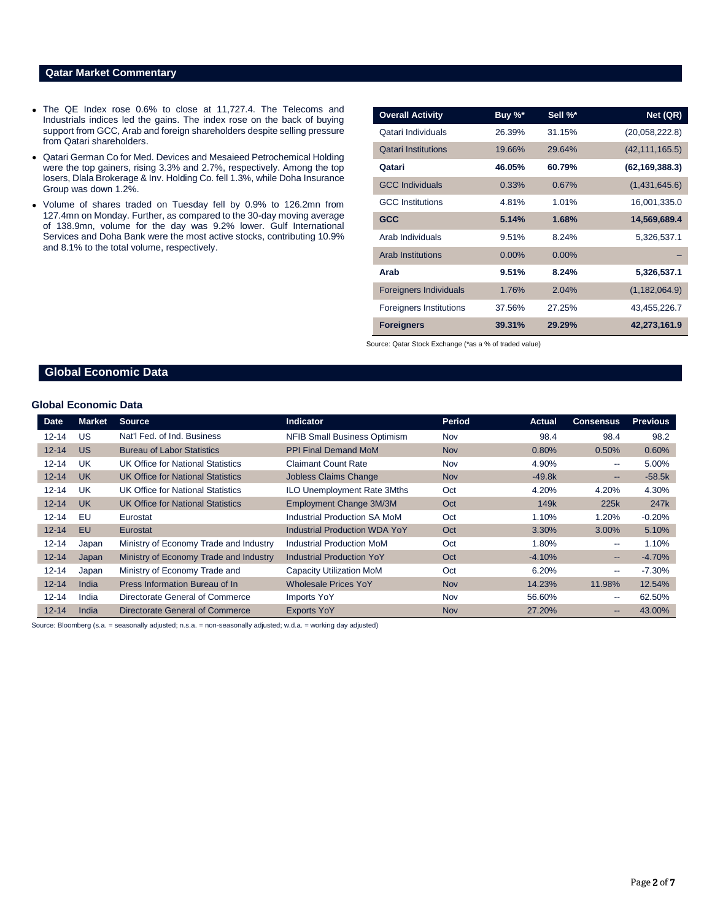## Qatar Market Commentary

- The QE Index rose 0.6% to close at 11,727.4. The Telecoms and Industrials indices led the gains. The index rose on the back of buying support from GCC, Arab and foreign shareholders despite selling pressure from Qatari shareholders.
- Qatari German Co for Med. Devices and Mesaieed Petrochemical Holding were the top gainers, rising 3.3% and 2.7%, respectively. Among the top losers, Dlala Brokerage & Inv. Holding Co. fell 1.3%, while Doha Insurance Group was down 1.2%.
- Volume of shares traded on Tuesday fell by 0.9% to 126.2mn from 127.4mn on Monday. Further, as compared to the 30-day moving average of 138.9mn, volume for the day was 9.2% lower. Gulf International Services and Doha Bank were the most active stocks, contributing 10.9% and 8.1% to the total volume, respectively.

| Overall Activity | Buy %* | Sell %* | Net (QR) |
|---|---|---|---|
| Qatari Individuals | 26.39% | 31.15% | (20,058,222.8) |
| Qatari Institutions | 19.66% | 29.64% | (42,111,165.5) |
| **Qatari** | **46.05%** | **60.79%** | **(62,169,388.3)** |
| GCC Individuals | 0.33% | 0.67% | (1,431,645.6) |
| GCC Institutions | 4.81% | 1.01% | 16,001,335.0 |
| **GCC** | **5.14%** | **1.68%** | **14,569,689.4** |
| Arab Individuals | 9.51% | 8.24% | 5,326,537.1 |
| Arab Institutions | 0.00% | 0.00% | – |
| **Arab** | **9.51%** | **8.24%** | **5,326,537.1** |
| Foreigners Individuals | 1.76% | 2.04% | (1,182,064.9) |
| Foreigners Institutions | 37.56% | 27.25% | 43,455,226.7 |
| **Foreigners** | **39.31%** | **29.29%** | **42,273,161.9** |

Source: Qatar Stock Exchange (*as a % of traded value)

## Global Economic Data

### Global Economic Data

| Date | Market | Source | Indicator | Period | Actual | Consensus | Previous |
|---|---|---|---|---|---|---|---|
| 12-14 | US | Nat'l Fed. of Ind. Business | NFIB Small Business Optimism | Nov | 98.4 | 98.4 | 98.2 |
| 12-14 | US | Bureau of Labor Statistics | PPI Final Demand MoM | Nov | 0.80% | 0.50% | 0.60% |
| 12-14 | UK | UK Office for National Statistics | Claimant Count Rate | Nov | 4.90% | -- | 5.00% |
| 12-14 | UK | UK Office for National Statistics | Jobless Claims Change | Nov | -49.8k | -- | -58.5k |
| 12-14 | UK | UK Office for National Statistics | ILO Unemployment Rate 3Mths | Oct | 4.20% | 4.20% | 4.30% |
| 12-14 | UK | UK Office for National Statistics | Employment Change 3M/3M | Oct | 149k | 225k | 247k |
| 12-14 | EU | Eurostat | Industrial Production SA MoM | Oct | 1.10% | 1.20% | -0.20% |
| 12-14 | EU | Eurostat | Industrial Production WDA YoY | Oct | 3.30% | 3.00% | 5.10% |
| 12-14 | Japan | Ministry of Economy Trade and Industry | Industrial Production MoM | Oct | 1.80% | -- | 1.10% |
| 12-14 | Japan | Ministry of Economy Trade and Industry | Industrial Production YoY | Oct | -4.10% | -- | -4.70% |
| 12-14 | Japan | Ministry of Economy Trade and | Capacity Utilization MoM | Oct | 6.20% | -- | -7.30% |
| 12-14 | India | Press Information Bureau of In | Wholesale Prices YoY | Nov | 14.23% | 11.98% | 12.54% |
| 12-14 | India | Directorate General of Commerce | Imports YoY | Nov | 56.60% | -- | 62.50% |
| 12-14 | India | Directorate General of Commerce | Exports YoY | Nov | 27.20% | -- | 43.00% |

Source: Bloomberg (s.a. = seasonally adjusted; n.s.a. = non-seasonally adjusted; w.d.a. = working day adjusted)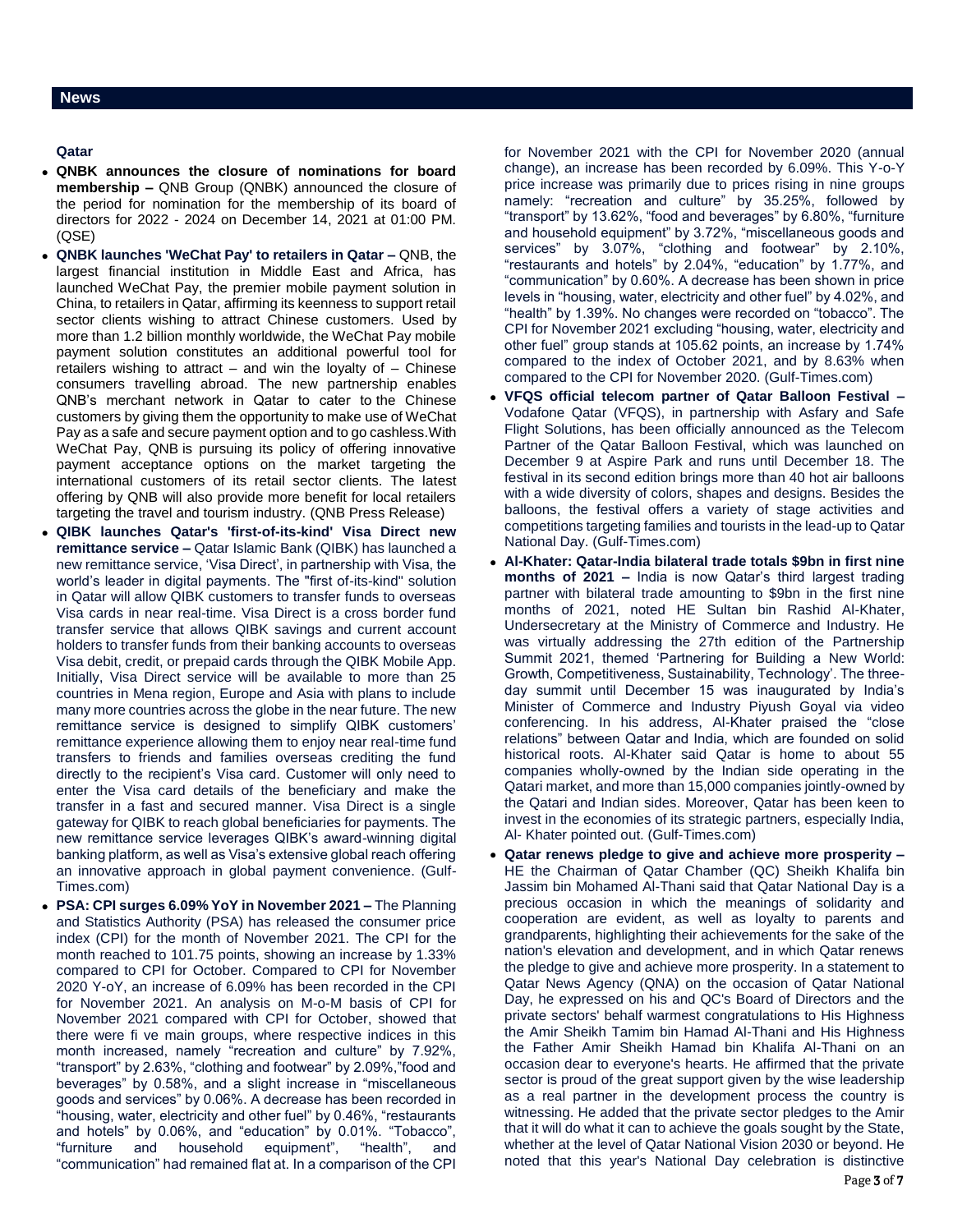## News

### Qatar

- **QNBK announces the closure of nominations for board membership –** QNB Group (QNBK) announced the closure of the period for nomination for the membership of its board of directors for 2022 - 2024 on December 14, 2021 at 01:00 PM. (QSE)
- **QNBK launches 'WeChat Pay' to retailers in Qatar –** QNB, the largest financial institution in Middle East and Africa, has launched WeChat Pay, the premier mobile payment solution in China, to retailers in Qatar, affirming its keenness to support retail sector clients wishing to attract Chinese customers. Used by more than 1.2 billion monthly worldwide, the WeChat Pay mobile payment solution constitutes an additional powerful tool for retailers wishing to attract – and win the loyalty of – Chinese consumers travelling abroad. The new partnership enables QNB's merchant network in Qatar to cater to the Chinese customers by giving them the opportunity to make use of WeChat Pay as a safe and secure payment option and to go cashless.With WeChat Pay, QNB is pursuing its policy of offering innovative payment acceptance options on the market targeting the international customers of its retail sector clients. The latest offering by QNB will also provide more benefit for local retailers targeting the travel and tourism industry. (QNB Press Release)
- **QIBK launches Qatar's 'first-of-its-kind' Visa Direct new remittance service –** Qatar Islamic Bank (QIBK) has launched a new remittance service, 'Visa Direct', in partnership with Visa, the world's leader in digital payments. The "first of-its-kind" solution in Qatar will allow QIBK customers to transfer funds to overseas Visa cards in near real-time. Visa Direct is a cross border fund transfer service that allows QIBK savings and current account holders to transfer funds from their banking accounts to overseas Visa debit, credit, or prepaid cards through the QIBK Mobile App. Initially, Visa Direct service will be available to more than 25 countries in Mena region, Europe and Asia with plans to include many more countries across the globe in the near future. The new remittance service is designed to simplify QIBK customers' remittance experience allowing them to enjoy near real-time fund transfers to friends and families overseas crediting the fund directly to the recipient's Visa card. Customer will only need to enter the Visa card details of the beneficiary and make the transfer in a fast and secured manner. Visa Direct is a single gateway for QIBK to reach global beneficiaries for payments. The new remittance service leverages QIBK's award-winning digital banking platform, as well as Visa's extensive global reach offering an innovative approach in global payment convenience. (Gulf-Times.com)
- **PSA: CPI surges 6.09% YoY in November 2021 –** The Planning and Statistics Authority (PSA) has released the consumer price index (CPI) for the month of November 2021. The CPI for the month reached to 101.75 points, showing an increase by 1.33% compared to CPI for October. Compared to CPI for November 2020 Y-oY, an increase of 6.09% has been recorded in the CPI for November 2021. An analysis on M-o-M basis of CPI for November 2021 compared with CPI for October, showed that there were fi ve main groups, where respective indices in this month increased, namely "recreation and culture" by 7.92%, "transport" by 2.63%, "clothing and footwear" by 2.09%,"food and beverages" by 0.58%, and a slight increase in "miscellaneous goods and services" by 0.06%. A decrease has been recorded in "housing, water, electricity and other fuel" by 0.46%, "restaurants and hotels" by 0.06%, and "education" by 0.01%. "Tobacco", "furniture and household equipment", "health", and "communication" had remained flat at. In a comparison of the CPI for November 2021 with the CPI for November 2020 (annual change), an increase has been recorded by 6.09%. This Y-o-Y price increase was primarily due to prices rising in nine groups namely: "recreation and culture" by 35.25%, followed by "transport" by 13.62%, "food and beverages" by 6.80%, "furniture and household equipment" by 3.72%, "miscellaneous goods and services" by 3.07%, "clothing and footwear" by 2.10%, "restaurants and hotels" by 2.04%, "education" by 1.77%, and "communication" by 0.60%. A decrease has been shown in price levels in "housing, water, electricity and other fuel" by 4.02%, and "health" by 1.39%. No changes were recorded on "tobacco". The CPI for November 2021 excluding "housing, water, electricity and other fuel" group stands at 105.62 points, an increase by 1.74% compared to the index of October 2021, and by 8.63% when compared to the CPI for November 2020. (Gulf-Times.com)
- **VFQS official telecom partner of Qatar Balloon Festival –** Vodafone Qatar (VFQS), in partnership with Asfary and Safe Flight Solutions, has been officially announced as the Telecom Partner of the Qatar Balloon Festival, which was launched on December 9 at Aspire Park and runs until December 18. The festival in its second edition brings more than 40 hot air balloons with a wide diversity of colors, shapes and designs. Besides the balloons, the festival offers a variety of stage activities and competitions targeting families and tourists in the lead-up to Qatar National Day. (Gulf-Times.com)
- **Al-Khater: Qatar-India bilateral trade totals $9bn in first nine months of 2021 –** India is now Qatar's third largest trading partner with bilateral trade amounting to $9bn in the first nine months of 2021, noted HE Sultan bin Rashid Al-Khater, Undersecretary at the Ministry of Commerce and Industry. He was virtually addressing the 27th edition of the Partnership Summit 2021, themed 'Partnering for Building a New World: Growth, Competitiveness, Sustainability, Technology'. The three-day summit until December 15 was inaugurated by India's Minister of Commerce and Industry Piyush Goyal via video conferencing. In his address, Al-Khater praised the "close relations" between Qatar and India, which are founded on solid historical roots. Al-Khater said Qatar is home to about 55 companies wholly-owned by the Indian side operating in the Qatari market, and more than 15,000 companies jointly-owned by the Qatari and Indian sides. Moreover, Qatar has been keen to invest in the economies of its strategic partners, especially India, Al- Khater pointed out. (Gulf-Times.com)
- **Qatar renews pledge to give and achieve more prosperity –** HE the Chairman of Qatar Chamber (QC) Sheikh Khalifa bin Jassim bin Mohamed Al-Thani said that Qatar National Day is a precious occasion in which the meanings of solidarity and cooperation are evident, as well as loyalty to parents and grandparents, highlighting their achievements for the sake of the nation's elevation and development, and in which Qatar renews the pledge to give and achieve more prosperity. In a statement to Qatar News Agency (QNA) on the occasion of Qatar National Day, he expressed on his and QC's Board of Directors and the private sectors' behalf warmest congratulations to His Highness the Amir Sheikh Tamim bin Hamad Al-Thani and His Highness the Father Amir Sheikh Hamad bin Khalifa Al-Thani on an occasion dear to everyone's hearts. He affirmed that the private sector is proud of the great support given by the wise leadership as a real partner in the development process the country is witnessing. He added that the private sector pledges to the Amir that it will do what it can to achieve the goals sought by the State, whether at the level of Qatar National Vision 2030 or beyond. He noted that this year's National Day celebration is distinctive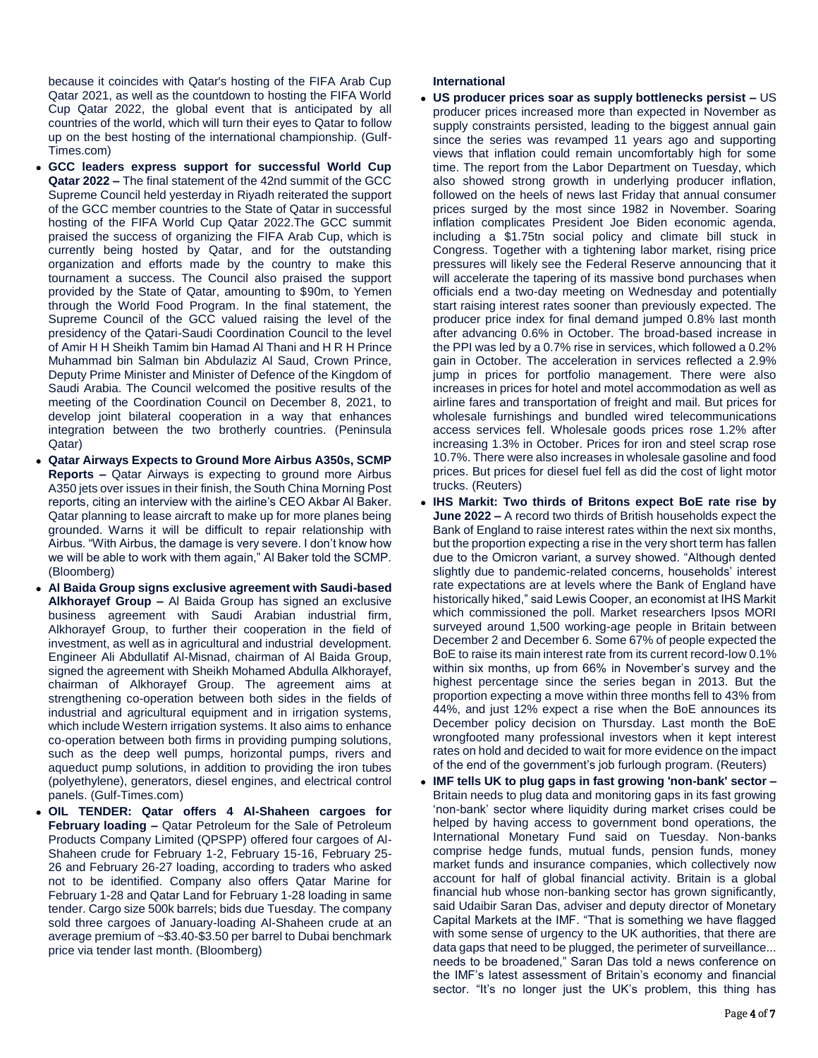because it coincides with Qatar's hosting of the FIFA Arab Cup Qatar 2021, as well as the countdown to hosting the FIFA World Cup Qatar 2022, the global event that is anticipated by all countries of the world, which will turn their eyes to Qatar to follow up on the best hosting of the international championship. (Gulf-Times.com)

- **GCC leaders express support for successful World Cup Qatar 2022 –** The final statement of the 42nd summit of the GCC Supreme Council held yesterday in Riyadh reiterated the support of the GCC member countries to the State of Qatar in successful hosting of the FIFA World Cup Qatar 2022.The GCC summit praised the success of organizing the FIFA Arab Cup, which is currently being hosted by Qatar, and for the outstanding organization and efforts made by the country to make this tournament a success. The Council also praised the support provided by the State of Qatar, amounting to $90m, to Yemen through the World Food Program. In the final statement, the Supreme Council of the GCC valued raising the level of the presidency of the Qatari-Saudi Coordination Council to the level of Amir H H Sheikh Tamim bin Hamad Al Thani and H R H Prince Muhammad bin Salman bin Abdulaziz Al Saud, Crown Prince, Deputy Prime Minister and Minister of Defence of the Kingdom of Saudi Arabia. The Council welcomed the positive results of the meeting of the Coordination Council on December 8, 2021, to develop joint bilateral cooperation in a way that enhances integration between the two brotherly countries. (Peninsula Qatar)
- **Qatar Airways Expects to Ground More Airbus A350s, SCMP Reports –** Qatar Airways is expecting to ground more Airbus A350 jets over issues in their finish, the South China Morning Post reports, citing an interview with the airline's CEO Akbar Al Baker. Qatar planning to lease aircraft to make up for more planes being grounded. Warns it will be difficult to repair relationship with Airbus. "With Airbus, the damage is very severe. I don't know how we will be able to work with them again," Al Baker told the SCMP. (Bloomberg)
- **Al Baida Group signs exclusive agreement with Saudi-based Alkhorayef Group –** Al Baida Group has signed an exclusive business agreement with Saudi Arabian industrial firm, Alkhorayef Group, to further their cooperation in the field of investment, as well as in agricultural and industrial development. Engineer Ali Abdullatif Al-Misnad, chairman of Al Baida Group, signed the agreement with Sheikh Mohamed Abdulla Alkhorayef, chairman of Alkhorayef Group. The agreement aims at strengthening co-operation between both sides in the fields of industrial and agricultural equipment and in irrigation systems, which include Western irrigation systems. It also aims to enhance co-operation between both firms in providing pumping solutions, such as the deep well pumps, horizontal pumps, rivers and aqueduct pump solutions, in addition to providing the iron tubes (polyethylene), generators, diesel engines, and electrical control panels. (Gulf-Times.com)
- **OIL TENDER: Qatar offers 4 Al-Shaheen cargoes for February loading –** Qatar Petroleum for the Sale of Petroleum Products Company Limited (QPSPP) offered four cargoes of Al-Shaheen crude for February 1-2, February 15-16, February 25-26 and February 26-27 loading, according to traders who asked not to be identified. Company also offers Qatar Marine for February 1-28 and Qatar Land for February 1-28 loading in same tender. Cargo size 500k barrels; bids due Tuesday. The company sold three cargoes of January-loading Al-Shaheen crude at an average premium of ~$3.40-$3.50 per barrel to Dubai benchmark price via tender last month. (Bloomberg)

**International**

- **US producer prices soar as supply bottlenecks persist –** US producer prices increased more than expected in November as supply constraints persisted, leading to the biggest annual gain since the series was revamped 11 years ago and supporting views that inflation could remain uncomfortably high for some time. The report from the Labor Department on Tuesday, which also showed strong growth in underlying producer inflation, followed on the heels of news last Friday that annual consumer prices surged by the most since 1982 in November. Soaring inflation complicates President Joe Biden economic agenda, including a $1.75tn social policy and climate bill stuck in Congress. Together with a tightening labor market, rising price pressures will likely see the Federal Reserve announcing that it will accelerate the tapering of its massive bond purchases when officials end a two-day meeting on Wednesday and potentially start raising interest rates sooner than previously expected. The producer price index for final demand jumped 0.8% last month after advancing 0.6% in October. The broad-based increase in the PPI was led by a 0.7% rise in services, which followed a 0.2% gain in October. The acceleration in services reflected a 2.9% jump in prices for portfolio management. There were also increases in prices for hotel and motel accommodation as well as airline fares and transportation of freight and mail. But prices for wholesale furnishings and bundled wired telecommunications access services fell. Wholesale goods prices rose 1.2% after increasing 1.3% in October. Prices for iron and steel scrap rose 10.7%. There were also increases in wholesale gasoline and food prices. But prices for diesel fuel fell as did the cost of light motor trucks. (Reuters)
- **IHS Markit: Two thirds of Britons expect BoE rate rise by June 2022 –** A record two thirds of British households expect the Bank of England to raise interest rates within the next six months, but the proportion expecting a rise in the very short term has fallen due to the Omicron variant, a survey showed. "Although dented slightly due to pandemic-related concerns, households' interest rate expectations are at levels where the Bank of England have historically hiked," said Lewis Cooper, an economist at IHS Markit which commissioned the poll. Market researchers Ipsos MORI surveyed around 1,500 working-age people in Britain between December 2 and December 6. Some 67% of people expected the BoE to raise its main interest rate from its current record-low 0.1% within six months, up from 66% in November's survey and the highest percentage since the series began in 2013. But the proportion expecting a move within three months fell to 43% from 44%, and just 12% expect a rise when the BoE announces its December policy decision on Thursday. Last month the BoE wrongfooted many professional investors when it kept interest rates on hold and decided to wait for more evidence on the impact of the end of the government's job furlough program. (Reuters)
- **IMF tells UK to plug gaps in fast growing 'non-bank' sector –** Britain needs to plug data and monitoring gaps in its fast growing 'non-bank' sector where liquidity during market crises could be helped by having access to government bond operations, the International Monetary Fund said on Tuesday. Non-banks comprise hedge funds, mutual funds, pension funds, money market funds and insurance companies, which collectively now account for half of global financial activity. Britain is a global financial hub whose non-banking sector has grown significantly, said Udaibir Saran Das, adviser and deputy director of Monetary Capital Markets at the IMF. "That is something we have flagged with some sense of urgency to the UK authorities, that there are data gaps that need to be plugged, the perimeter of surveillance... needs to be broadened," Saran Das told a news conference on the IMF's latest assessment of Britain's economy and financial sector. "It's no longer just the UK's problem, this thing has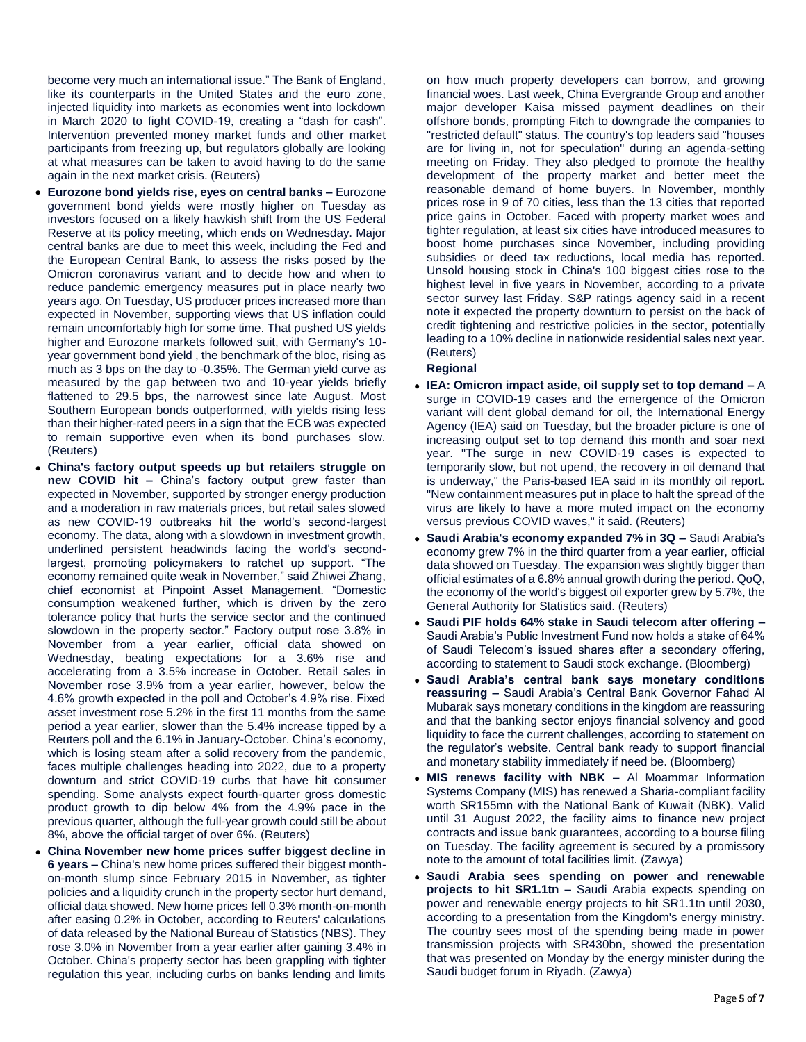become very much an international issue." The Bank of England, like its counterparts in the United States and the euro zone, injected liquidity into markets as economies went into lockdown in March 2020 to fight COVID-19, creating a "dash for cash". Intervention prevented money market funds and other market participants from freezing up, but regulators globally are looking at what measures can be taken to avoid having to do the same again in the next market crisis. (Reuters)

- **Eurozone bond yields rise, eyes on central banks –** Eurozone government bond yields were mostly higher on Tuesday as investors focused on a likely hawkish shift from the US Federal Reserve at its policy meeting, which ends on Wednesday. Major central banks are due to meet this week, including the Fed and the European Central Bank, to assess the risks posed by the Omicron coronavirus variant and to decide how and when to reduce pandemic emergency measures put in place nearly two years ago. On Tuesday, US producer prices increased more than expected in November, supporting views that US inflation could remain uncomfortably high for some time. That pushed US yields higher and Eurozone markets followed suit, with Germany's 10-year government bond yield , the benchmark of the bloc, rising as much as 3 bps on the day to -0.35%. The German yield curve as measured by the gap between two and 10-year yields briefly flattened to 29.5 bps, the narrowest since late August. Most Southern European bonds outperformed, with yields rising less than their higher-rated peers in a sign that the ECB was expected to remain supportive even when its bond purchases slow. (Reuters)
- **China's factory output speeds up but retailers struggle on new COVID hit –** China's factory output grew faster than expected in November, supported by stronger energy production and a moderation in raw materials prices, but retail sales slowed as new COVID-19 outbreaks hit the world's second-largest economy. The data, along with a slowdown in investment growth, underlined persistent headwinds facing the world's second-largest, promoting policymakers to ratchet up support. "The economy remained quite weak in November," said Zhiwei Zhang, chief economist at Pinpoint Asset Management. "Domestic consumption weakened further, which is driven by the zero tolerance policy that hurts the service sector and the continued slowdown in the property sector." Factory output rose 3.8% in November from a year earlier, official data showed on Wednesday, beating expectations for a 3.6% rise and accelerating from a 3.5% increase in October. Retail sales in November rose 3.9% from a year earlier, however, below the 4.6% growth expected in the poll and October's 4.9% rise. Fixed asset investment rose 5.2% in the first 11 months from the same period a year earlier, slower than the 5.4% increase tipped by a Reuters poll and the 6.1% in January-October. China's economy, which is losing steam after a solid recovery from the pandemic, faces multiple challenges heading into 2022, due to a property downturn and strict COVID-19 curbs that have hit consumer spending. Some analysts expect fourth-quarter gross domestic product growth to dip below 4% from the 4.9% pace in the previous quarter, although the full-year growth could still be about 8%, above the official target of over 6%. (Reuters)
- **China November new home prices suffer biggest decline in 6 years –** China's new home prices suffered their biggest month-on-month slump since February 2015 in November, as tighter policies and a liquidity crunch in the property sector hurt demand, official data showed. New home prices fell 0.3% month-on-month after easing 0.2% in October, according to Reuters' calculations of data released by the National Bureau of Statistics (NBS). They rose 3.0% in November from a year earlier after gaining 3.4% in October. China's property sector has been grappling with tighter regulation this year, including curbs on banks lending and limits on how much property developers can borrow, and growing financial woes. Last week, China Evergrande Group and another major developer Kaisa missed payment deadlines on their offshore bonds, prompting Fitch to downgrade the companies to "restricted default" status. The country's top leaders said "houses are for living in, not for speculation" during an agenda-setting meeting on Friday. They also pledged to promote the healthy development of the property market and better meet the reasonable demand of home buyers. In November, monthly prices rose in 9 of 70 cities, less than the 13 cities that reported price gains in October. Faced with property market woes and tighter regulation, at least six cities have introduced measures to boost home purchases since November, including providing subsidies or deed tax reductions, local media has reported. Unsold housing stock in China's 100 biggest cities rose to the highest level in five years in November, according to a private sector survey last Friday. S&P ratings agency said in a recent note it expected the property downturn to persist on the back of credit tightening and restrictive policies in the sector, potentially leading to a 10% decline in nationwide residential sales next year. (Reuters)

**Regional**

- **IEA: Omicron impact aside, oil supply set to top demand –** A surge in COVID-19 cases and the emergence of the Omicron variant will dent global demand for oil, the International Energy Agency (IEA) said on Tuesday, but the broader picture is one of increasing output set to top demand this month and soar next year. "The surge in new COVID-19 cases is expected to temporarily slow, but not upend, the recovery in oil demand that is underway," the Paris-based IEA said in its monthly oil report. "New containment measures put in place to halt the spread of the virus are likely to have a more muted impact on the economy versus previous COVID waves," it said. (Reuters)
- **Saudi Arabia's economy expanded 7% in 3Q –** Saudi Arabia's economy grew 7% in the third quarter from a year earlier, official data showed on Tuesday. The expansion was slightly bigger than official estimates of a 6.8% annual growth during the period. QoQ, the economy of the world's biggest oil exporter grew by 5.7%, the General Authority for Statistics said. (Reuters)
- **Saudi PIF holds 64% stake in Saudi telecom after offering –** Saudi Arabia's Public Investment Fund now holds a stake of 64% of Saudi Telecom's issued shares after a secondary offering, according to statement to Saudi stock exchange. (Bloomberg)
- **Saudi Arabia's central bank says monetary conditions reassuring –** Saudi Arabia's Central Bank Governor Fahad Al Mubarak says monetary conditions in the kingdom are reassuring and that the banking sector enjoys financial solvency and good liquidity to face the current challenges, according to statement on the regulator's website. Central bank ready to support financial and monetary stability immediately if need be. (Bloomberg)
- **MIS renews facility with NBK –** Al Moammar Information Systems Company (MIS) has renewed a Sharia-compliant facility worth SR155mn with the National Bank of Kuwait (NBK). Valid until 31 August 2022, the facility aims to finance new project contracts and issue bank guarantees, according to a bourse filing on Tuesday. The facility agreement is secured by a promissory note to the amount of total facilities limit. (Zawya)
- **Saudi Arabia sees spending on power and renewable projects to hit SR1.1tn –** Saudi Arabia expects spending on power and renewable energy projects to hit SR1.1tn until 2030, according to a presentation from the Kingdom's energy ministry. The country sees most of the spending being made in power transmission projects with SR430bn, showed the presentation that was presented on Monday by the energy minister during the Saudi budget forum in Riyadh. (Zawya)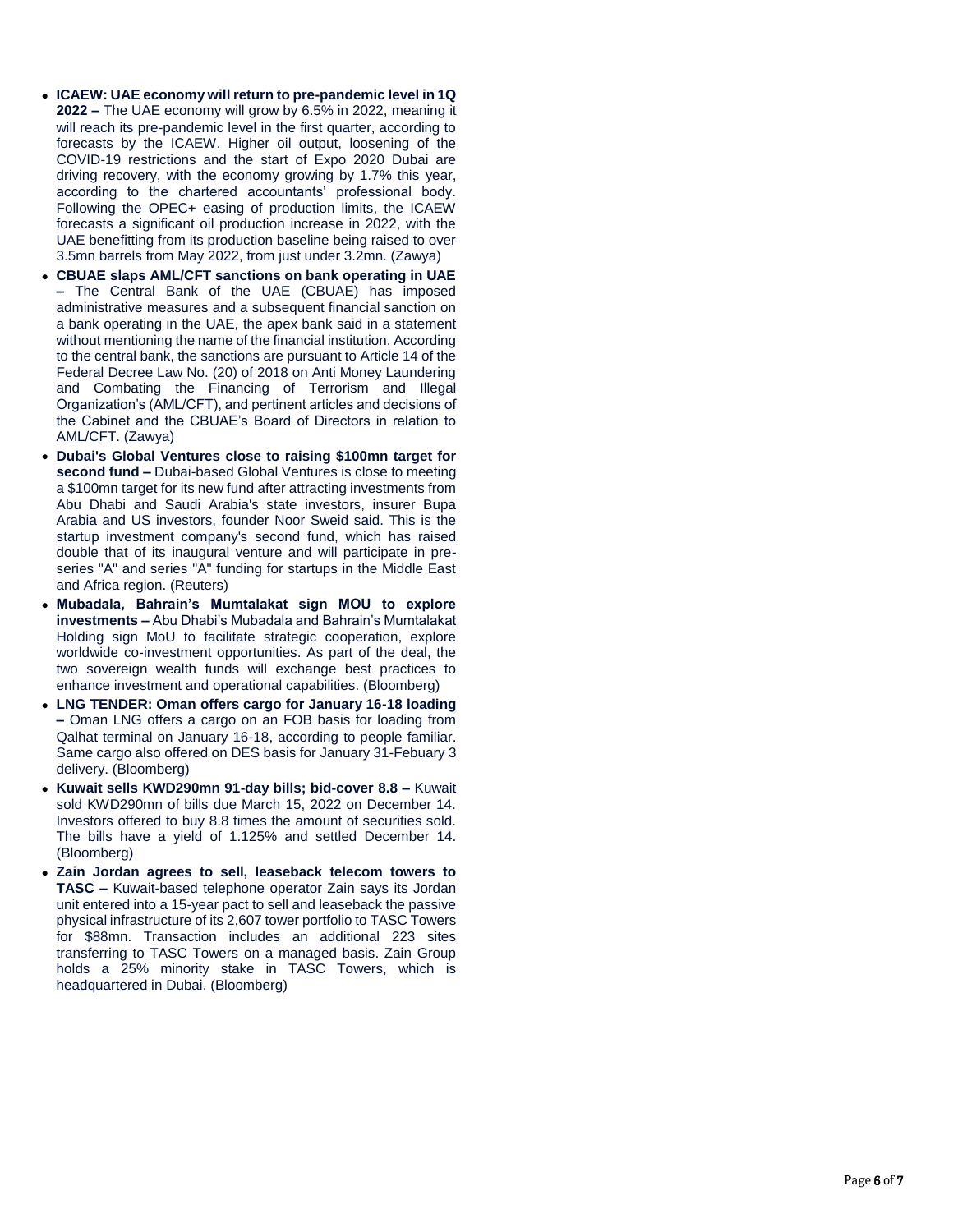- **ICAEW: UAE economy will return to pre-pandemic level in 1Q 2022 –** The UAE economy will grow by 6.5% in 2022, meaning it will reach its pre-pandemic level in the first quarter, according to forecasts by the ICAEW. Higher oil output, loosening of the COVID-19 restrictions and the start of Expo 2020 Dubai are driving recovery, with the economy growing by 1.7% this year, according to the chartered accountants' professional body. Following the OPEC+ easing of production limits, the ICAEW forecasts a significant oil production increase in 2022, with the UAE benefitting from its production baseline being raised to over 3.5mn barrels from May 2022, from just under 3.2mn. (Zawya)
- **CBUAE slaps AML/CFT sanctions on bank operating in UAE –** The Central Bank of the UAE (CBUAE) has imposed administrative measures and a subsequent financial sanction on a bank operating in the UAE, the apex bank said in a statement without mentioning the name of the financial institution. According to the central bank, the sanctions are pursuant to Article 14 of the Federal Decree Law No. (20) of 2018 on Anti Money Laundering and Combating the Financing of Terrorism and Illegal Organization's (AML/CFT), and pertinent articles and decisions of the Cabinet and the CBUAE's Board of Directors in relation to AML/CFT. (Zawya)
- **Dubai's Global Ventures close to raising $100mn target for second fund –** Dubai-based Global Ventures is close to meeting a $100mn target for its new fund after attracting investments from Abu Dhabi and Saudi Arabia's state investors, insurer Bupa Arabia and US investors, founder Noor Sweid said. This is the startup investment company's second fund, which has raised double that of its inaugural venture and will participate in pre-series "A" and series "A" funding for startups in the Middle East and Africa region. (Reuters)
- **Mubadala, Bahrain's Mumtalakat sign MOU to explore investments –** Abu Dhabi's Mubadala and Bahrain's Mumtalakat Holding sign MoU to facilitate strategic cooperation, explore worldwide co-investment opportunities. As part of the deal, the two sovereign wealth funds will exchange best practices to enhance investment and operational capabilities. (Bloomberg)
- **LNG TENDER: Oman offers cargo for January 16-18 loading –** Oman LNG offers a cargo on an FOB basis for loading from Qalhat terminal on January 16-18, according to people familiar. Same cargo also offered on DES basis for January 31-Febuary 3 delivery. (Bloomberg)
- **Kuwait sells KWD290mn 91-day bills; bid-cover 8.8 –** Kuwait sold KWD290mn of bills due March 15, 2022 on December 14. Investors offered to buy 8.8 times the amount of securities sold. The bills have a yield of 1.125% and settled December 14. (Bloomberg)
- **Zain Jordan agrees to sell, leaseback telecom towers to TASC –** Kuwait-based telephone operator Zain says its Jordan unit entered into a 15-year pact to sell and leaseback the passive physical infrastructure of its 2,607 tower portfolio to TASC Towers for $88mn. Transaction includes an additional 223 sites transferring to TASC Towers on a managed basis. Zain Group holds a 25% minority stake in TASC Towers, which is headquartered in Dubai. (Bloomberg)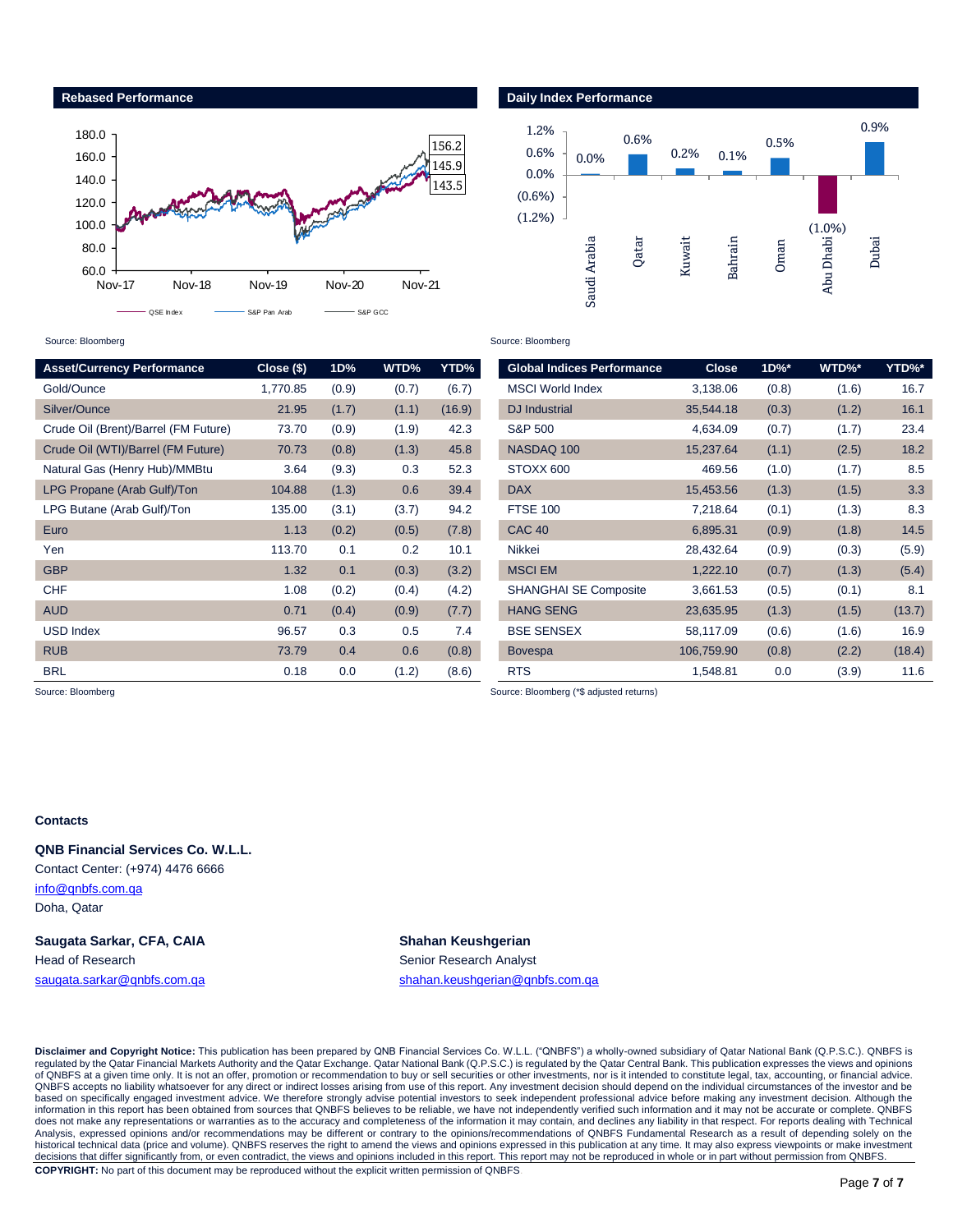**Rebased Performance**

180.0
160.0
140.0
120.0
100.0
80.0
60.0

156.2
145.9
143.5

Nov-17 Nov-18 Nov-19 Nov-20 Nov-21

QSE Index
S&P Pan Arab
S&P GCC

Source: Bloomberg

**Daily Index Performance**

1.2%
0.6%
0.0%
(0.6%)
(1.2%)

0.0% 0.6% 0.2% 0.1% 0.5% (1.0%) 0.9%

Saudi Arabia
Qatar
Kuwait
Bahrain
Oman
Abu Dhabi
Dubai

Source: Bloomberg

| Asset/Currency Performance | Close ($) | 1D% | WTD% | YTD% |
|---|---|---|---|---|
| Gold/Ounce | 1,770.85 | (0.9) | (0.7) | (6.7) |
| Silver/Ounce | 21.95 | (1.7) | (1.1) | (16.9) |
| Crude Oil (Brent)/Barrel (FM Future) | 73.70 | (0.9) | (1.9) | 42.3 |
| Crude Oil (WTI)/Barrel (FM Future) | 70.73 | (0.8) | (1.3) | 45.8 |
| Natural Gas (Henry Hub)/MMBtu | 3.64 | (9.3) | 0.3 | 52.3 |
| LPG Propane (Arab Gulf)/Ton | 104.88 | (1.3) | 0.6 | 39.4 |
| LPG Butane (Arab Gulf)/Ton | 135.00 | (3.1) | (3.7) | 94.2 |
| Euro | 1.13 | (0.2) | (0.5) | (7.8) |
| Yen | 113.70 | 0.1 | 0.2 | 10.1 |
| GBP | 1.32 | 0.1 | (0.3) | (3.2) |
| CHF | 1.08 | (0.2) | (0.4) | (4.2) |
| AUD | 0.71 | (0.4) | (0.9) | (7.7) |
| USD Index | 96.57 | 0.3 | 0.5 | 7.4 |
| RUB | 73.79 | 0.4 | 0.6 | (0.8) |
| BRL | 0.18 | 0.0 | (1.2) | (8.6) |

Source: Bloomberg

| Global Indices Performance | Close | 1D%* | WTD%* | YTD%* |
|---|---|---|---|---|
| MSCI World Index | 3,138.06 | (0.8) | (1.6) | 16.7 |
| DJ Industrial | 35,544.18 | (0.3) | (1.2) | 16.1 |
| S&P 500 | 4,634.09 | (0.7) | (1.7) | 23.4 |
| NASDAQ 100 | 15,237.64 | (1.1) | (2.5) | 18.2 |
| STOXX 600 | 469.56 | (1.0) | (1.7) | 8.5 |
| DAX | 15,453.56 | (1.3) | (1.5) | 3.3 |
| FTSE 100 | 7,218.64 | (0.1) | (1.3) | 8.3 |
| CAC 40 | 6,895.31 | (0.9) | (1.8) | 14.5 |
| Nikkei | 28,432.64 | (0.9) | (0.3) | (5.9) |
| MSCI EM | 1,222.10 | (0.7) | (1.3) | (5.4) |
| SHANGHAI SE Composite | 3,661.53 | (0.5) | (0.1) | 8.1 |
| HANG SENG | 23,635.95 | (1.3) | (1.5) | (13.7) |
| BSE SENSEX | 58,117.09 | (0.6) | (1.6) | 16.9 |
| Bovespa | 106,759.90 | (0.8) | (2.2) | (18.4) |
| RTS | 1,548.81 | 0.0 | (3.9) | 11.6 |

Source: Bloomberg (*$ adjusted returns)

**Contacts**

**QNB Financial Services Co. W.L.L.**
Contact Center: (+974) 4476 6666
info@qnbfs.com.qa
Doha, Qatar

**Saugata Sarkar, CFA, CAIA**
Head of Research
saugata.sarkar@qnbfs.com.qa

**Shahan Keushgerian**
Senior Research Analyst
shahan.keushgerian@qnbfs.com.qa

**Disclaimer and Copyright Notice:** This publication has been prepared by QNB Financial Services Co. W.L.L. ("QNBFS") a wholly-owned subsidiary of Qatar National Bank (Q.P.S.C.). QNBFS is regulated by the Qatar Financial Markets Authority and the Qatar Exchange. Qatar National Bank (Q.P.S.C.) is regulated by the Qatar Central Bank. This publication expresses the views and opinions of QNBFS at a given time only. It is not an offer, promotion or recommendation to buy or sell securities or other investments, nor is it intended to constitute legal, tax, accounting, or financial advice. QNBFS accepts no liability whatsoever for any direct or indirect losses arising from use of this report. Any investment decision should depend on the individual circumstances of the investor and be based on specifically engaged investment advice. We therefore strongly advise potential investors to seek independent professional advice before making any investment decision. Although the information in this report has been obtained from sources that QNBFS believes to be reliable, we have not independently verified such information and it may not be accurate or complete. QNBFS does not make any representations or warranties as to the accuracy and completeness of the information it may contain, and declines any liability in that respect. For reports dealing with Technical Analysis, expressed opinions and/or recommendations may be different or contrary to the opinions/recommendations of QNBFS Fundamental Research as a result of depending solely on the historical technical data (price and volume). QNBFS reserves the right to amend the views and opinions expressed in this publication at any time. It may also express viewpoints or make investment decisions that differ significantly from, or even contradict, the views and opinions included in this report. This report may not be reproduced in whole or in part without permission from QNBFS.

**COPYRIGHT:** No part of this document may be reproduced without the explicit written permission of QNBFS